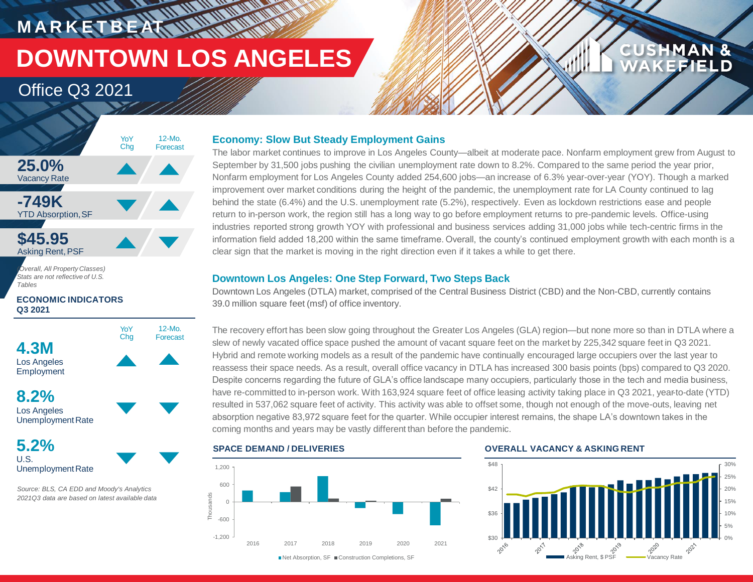MARKETBEAT

# DOWNTOWN LOS ANGELES

## Office Q3 2021

CUSHMAN & WAKEFIELD

| | YoY Chg | 12-Mo. Forecast |
|---|---|---|
| **25.0%** Vacancy Rate | ▲ | ▲ |
| **-749K** YTD Absorption, SF | ▼ | ▲ |
| **$45.95** Asking Rent, PSF | ▲ | ▼ |

*(Overall, All Property Classes) Stats are not reflective of U.S. Tables*

**ECONOMIC INDICATORS Q3 2021**

| | YoY Chg | 12-Mo. Forecast |
|---|---|---|
| **4.3M** Los Angeles Employment | ▲ | ▲ |
| **8.2%** Los Angeles Unemployment Rate | ▼ | ▼ |
| **5.2%** U.S. Unemployment Rate | ▼ | ▼ |

*Source: BLS, CA EDD and Moody's Analytics 2021Q3 data are based on latest available data*

### Economy: Slow But Steady Employment Gains

The labor market continues to improve in Los Angeles County—albeit at moderate pace. Nonfarm employment grew from August to September by 31,500 jobs pushing the civilian unemployment rate down to 8.2%. Compared to the same period the year prior, Nonfarm employment for Los Angeles County added 254,600 jobs—an increase of 6.3% year-over-year (YOY). Though a marked improvement over market conditions during the height of the pandemic, the unemployment rate for LA County continued to lag behind the state (6.4%) and the U.S. unemployment rate (5.2%), respectively. Even as lockdown restrictions ease and people return to in-person work, the region still has a long way to go before employment returns to pre-pandemic levels. Office-using industries reported strong growth YOY with professional and business services adding 31,000 jobs while tech-centric firms in the information field added 18,200 within the same timeframe. Overall, the county's continued employment growth with each month is a clear sign that the market is moving in the right direction even if it takes a while to get there.

### Downtown Los Angeles: One Step Forward, Two Steps Back

Downtown Los Angeles (DTLA) market, comprised of the Central Business District (CBD) and the Non-CBD, currently contains 39.0 million square feet (msf) of office inventory.

The recovery effort has been slow going throughout the Greater Los Angeles (GLA) region—but none more so than in DTLA where a slew of newly vacated office space pushed the amount of vacant square feet on the market by 225,342 square feet in Q3 2021. Hybrid and remote working models as a result of the pandemic have continually encouraged large occupiers over the last year to reassess their space needs. As a result, overall office vacancy in DTLA has increased 300 basis points (bps) compared to Q3 2020. Despite concerns regarding the future of GLA's office landscape many occupiers, particularly those in the tech and media business, have re-committed to in-person work. With 163,924 square feet of office leasing activity taking place in Q3 2021, year-to-date (YTD) resulted in 537,062 square feet of activity. This activity was able to offset some, though not enough of the move-outs, leaving net absorption negative 83,972 square feet for the quarter. While occupier interest remains, the shape LA's downtown takes in the coming months and years may be vastly different than before the pandemic.

**SPACE DEMAND / DELIVERIES**

Chart: Thousands, 2016–2021. Legend: Net Absorption, SF; Construction Completions, SF

**OVERALL VACANCY & ASKING RENT**

Chart: 2016–2021. Legend: Asking Rent, $ PSF; Vacancy Rate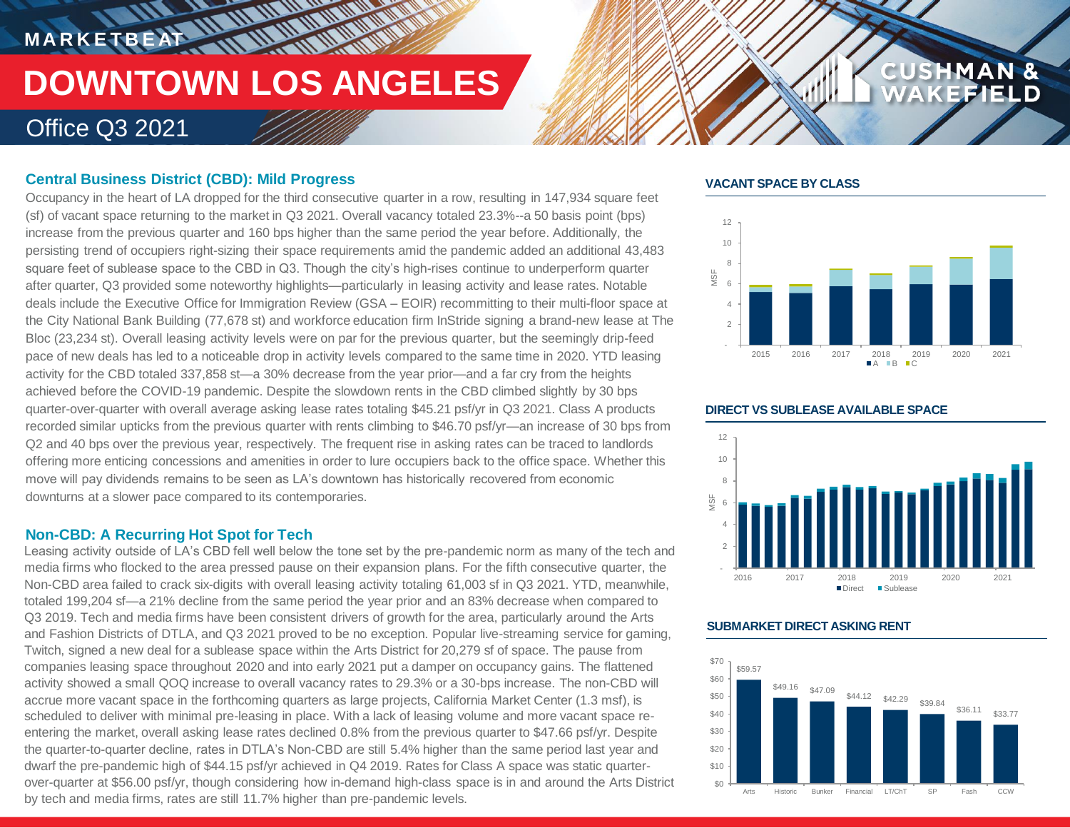# MARKETBEAT

# DOWNTOWN LOS ANGELES

## Office Q3 2021

### Central Business District (CBD): Mild Progress

Occupancy in the heart of LA dropped for the third consecutive quarter in a row, resulting in 147,934 square feet (sf) of vacant space returning to the market in Q3 2021. Overall vacancy totaled 23.3%--a 50 basis point (bps) increase from the previous quarter and 160 bps higher than the same period the year before. Additionally, the persisting trend of occupiers right-sizing their space requirements amid the pandemic added an additional 43,483 square feet of sublease space to the CBD in Q3. Though the city's high-rises continue to underperform quarter after quarter, Q3 provided some noteworthy highlights—particularly in leasing activity and lease rates. Notable deals include the Executive Office for Immigration Review (GSA – EOIR) recommitting to their multi-floor space at the City National Bank Building (77,678 st) and workforce education firm InStride signing a brand-new lease at The Bloc (23,234 st). Overall leasing activity levels were on par for the previous quarter, but the seemingly drip-feed pace of new deals has led to a noticeable drop in activity levels compared to the same time in 2020. YTD leasing activity for the CBD totaled 337,858 st—a 30% decrease from the year prior—and a far cry from the heights achieved before the COVID-19 pandemic. Despite the slowdown rents in the CBD climbed slightly by 30 bps quarter-over-quarter with overall average asking lease rates totaling $45.21 psf/yr in Q3 2021. Class A products recorded similar upticks from the previous quarter with rents climbing to $46.70 psf/yr—an increase of 30 bps from Q2 and 40 bps over the previous year, respectively. The frequent rise in asking rates can be traced to landlords offering more enticing concessions and amenities in order to lure occupiers back to the office space. Whether this move will pay dividends remains to be seen as LA's downtown has historically recovered from economic downturns at a slower pace compared to its contemporaries.

### Non-CBD: A Recurring Hot Spot for Tech

Leasing activity outside of LA's CBD fell well below the tone set by the pre-pandemic norm as many of the tech and media firms who flocked to the area pressed pause on their expansion plans. For the fifth consecutive quarter, the Non-CBD area failed to crack six-digits with overall leasing activity totaling 61,003 sf in Q3 2021. YTD, meanwhile, totaled 199,204 sf—a 21% decline from the same period the year prior and an 83% decrease when compared to Q3 2019. Tech and media firms have been consistent drivers of growth for the area, particularly around the Arts and Fashion Districts of DTLA, and Q3 2021 proved to be no exception. Popular live-streaming service for gaming, Twitch, signed a new deal for a sublease space within the Arts District for 20,279 sf of space. The pause from companies leasing space throughout 2020 and into early 2021 put a damper on occupancy gains. The flattened activity showed a small QOQ increase to overall vacancy rates to 29.3% or a 30-bps increase. The non-CBD will accrue more vacant space in the forthcoming quarters as large projects, California Market Center (1.3 msf), is scheduled to deliver with minimal pre-leasing in place. With a lack of leasing volume and more vacant space re-entering the market, overall asking lease rates declined 0.8% from the previous quarter to $47.66 psf/yr. Despite the quarter-to-quarter decline, rates in DTLA's Non-CBD are still 5.4% higher than the same period last year and dwarf the pre-pandemic high of $44.15 psf/yr achieved in Q4 2019. Rates for Class A space was static quarter-over-quarter at $56.00 psf/yr, though considering how in-demand high-class space is in and around the Arts District by tech and media firms, rates are still 11.7% higher than pre-pandemic levels.

#### VACANT SPACE BY CLASS

MSF; 2015–2021; Legend: A, B, C

#### DIRECT VS SUBLEASE AVAILABLE SPACE

MSF; 2016–2021; Legend: Direct, Sublease

#### SUBMARKET DIRECT ASKING RENT

| Submarket | Direct Asking Rent |
|---|---|
| Arts | $59.57 |
| Historic | $49.16 |
| Bunker | $47.09 |
| Financial | $44.12 |
| LT/ChT | $42.29 |
| SP | $39.84 |
| Fash | $36.11 |
| CCW | $33.77 |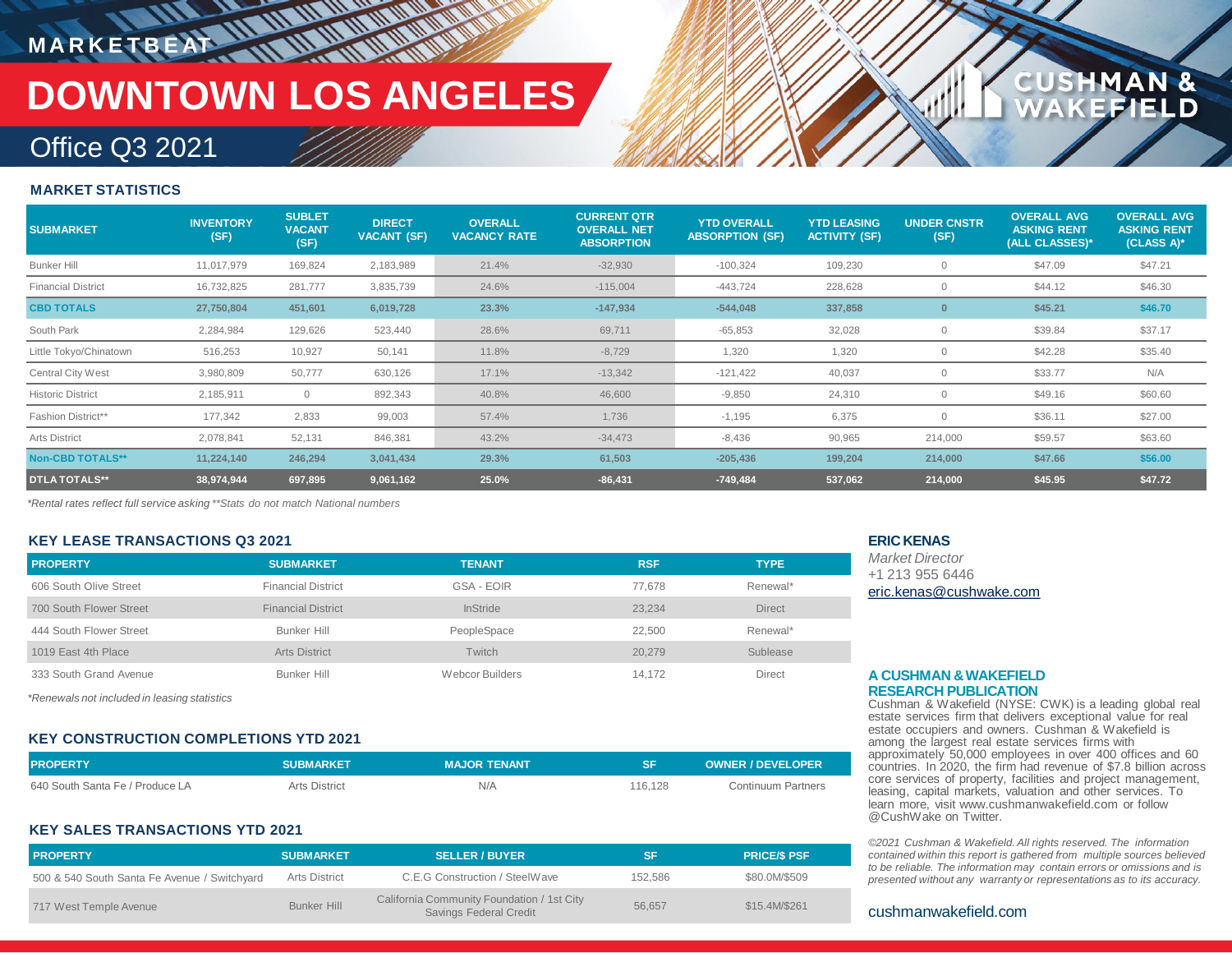MARKETBEAT

# DOWNTOWN LOS ANGELES

## Office Q3 2021

CUSHMAN & WAKEFIELD

### MARKET STATISTICS

| SUBMARKET | INVENTORY (SF) | SUBLET VACANT (SF) | DIRECT VACANT (SF) | OVERALL VACANCY RATE | CURRENT QTR OVERALL NET ABSORPTION | YTD OVERALL ABSORPTION (SF) | YTD LEASING ACTIVITY (SF) | UNDER CNSTR (SF) | OVERALL AVG ASKING RENT (ALL CLASSES)* | OVERALL AVG ASKING RENT (CLASS A)* |
|---|---|---|---|---|---|---|---|---|---|---|
| Bunker Hill | 11,017,979 | 169,824 | 2,183,989 | 21.4% | -32,930 | -100,324 | 109,230 | 0 | $47.09 | $47.21 |
| Financial District | 16,732,825 | 281,777 | 3,835,739 | 24.6% | -115,004 | -443,724 | 228,628 | 0 | $44.12 | $46.30 |
| **CBD TOTALS** | **27,750,804** | **451,601** | **6,019,728** | **23.3%** | **-147,934** | **-544,048** | **337,858** | **0** | **$45.21** | **$46.70** |
| South Park | 2,284,984 | 129,626 | 523,440 | 28.6% | 69,711 | -65,853 | 32,028 | 0 | $39.84 | $37.17 |
| Little Tokyo/Chinatown | 516,253 | 10,927 | 50,141 | 11.8% | -8,729 | 1,320 | 1,320 | 0 | $42.28 | $35.40 |
| Central City West | 3,980,809 | 50,777 | 630,126 | 17.1% | -13,342 | -121,422 | 40,037 | 0 | $33.77 | N/A |
| Historic District | 2,185,911 | 0 | 892,343 | 40.8% | 46,600 | -9,850 | 24,310 | 0 | $49.16 | $60.60 |
| Fashion District** | 177,342 | 2,833 | 99,003 | 57.4% | 1,736 | -1,195 | 6,375 | 0 | $36.11 | $27.00 |
| Arts District | 2,078,841 | 52,131 | 846,381 | 43.2% | -34,473 | -8,436 | 90,965 | 214,000 | $59.57 | $63.60 |
| **Non-CBD TOTALS**** | **11,224,140** | **246,294** | **3,041,434** | **29.3%** | **61,503** | **-205,436** | **199,204** | **214,000** | **$47.66** | **$56.00** |
| **DTLA TOTALS**** | **38,974,944** | **697,895** | **9,061,162** | **25.0%** | **-86,431** | **-749,484** | **537,062** | **214,000** | **$45.95** | **$47.72** |

*\*Rental rates reflect full service asking \*\*Stats do not match National numbers*

### KEY LEASE TRANSACTIONS Q3 2021

| PROPERTY | SUBMARKET | TENANT | RSF | TYPE |
|---|---|---|---|---|
| 606 South Olive Street | Financial District | GSA - EOIR | 77,678 | Renewal* |
| 700 South Flower Street | Financial District | InStride | 23,234 | Direct |
| 444 South Flower Street | Bunker Hill | PeopleSpace | 22,500 | Renewal* |
| 1019 East 4th Place | Arts District | Twitch | 20,279 | Sublease |
| 333 South Grand Avenue | Bunker Hill | Webcor Builders | 14,172 | Direct |

*\*Renewals not included in leasing statistics*

### KEY CONSTRUCTION COMPLETIONS YTD 2021

| PROPERTY | SUBMARKET | MAJOR TENANT | SF | OWNER / DEVELOPER |
|---|---|---|---|---|
| 640 South Santa Fe / Produce LA | Arts District | N/A | 116,128 | Continuum Partners |

### KEY SALES TRANSACTIONS YTD 2021

| PROPERTY | SUBMARKET | SELLER / BUYER | SF | PRICE/$ PSF |
|---|---|---|---|---|
| 500 & 540 South Santa Fe Avenue / Switchyard | Arts District | C.E.G Construction / SteelWave | 152,586 | $80.0M/$509 |
| 717 West Temple Avenue | Bunker Hill | California Community Foundation / 1st City Savings Federal Credit | 56,657 | $15.4M/$261 |

**ERIC KENAS**
*Market Director*
+1 213 955 6446
eric.kenas@cushwake.com

**A CUSHMAN & WAKEFIELD RESEARCH PUBLICATION**

Cushman & Wakefield (NYSE: CWK) is a leading global real estate services firm that delivers exceptional value for real estate occupiers and owners. Cushman & Wakefield is among the largest real estate services firms with approximately 50,000 employees in over 400 offices and 60 countries. In 2020, the firm had revenue of $7.8 billion across core services of property, facilities and project management, leasing, capital markets, valuation and other services. To learn more, visit www.cushmanwakefield.com or follow @CushWake on Twitter.

*©2021 Cushman & Wakefield. All rights reserved. The information contained within this report is gathered from multiple sources believed to be reliable. The information may contain errors or omissions and is presented without any warranty or representations as to its accuracy.*

cushmanwakefield.com